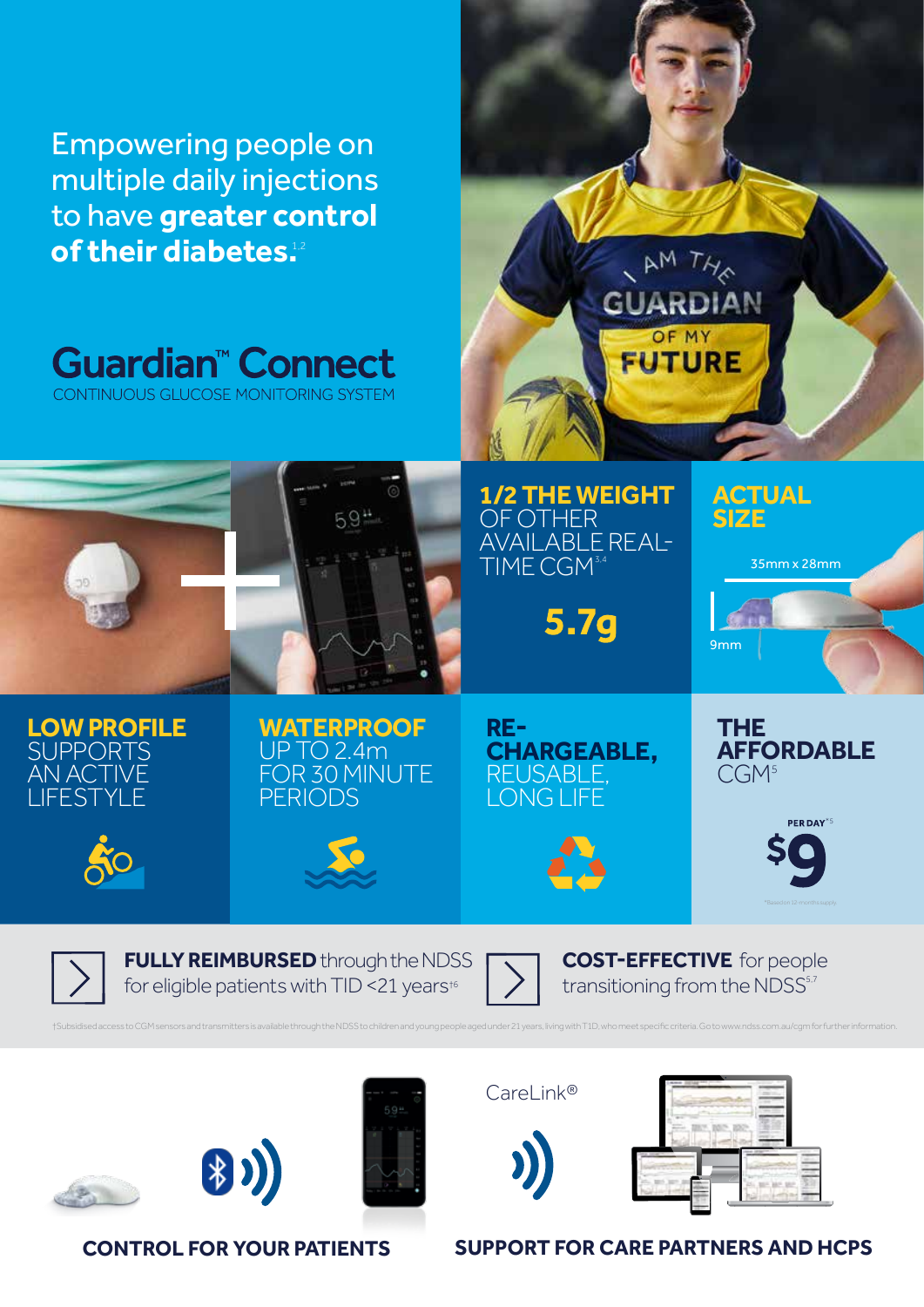Empowering people on multiple daily injections to have **greater control of their diabetes.**[1,2]

# Guardian™ Connect

CONTINUOUS GLUCOSE MONITORING SYSTEM

**1/2 THE WEIGHT** OF OTHER AVAILABLE REAL-TIME CGM[3,4]

**5.7g**

**ACTUAL SIZE**

35mm x 28mm

9mm

**LOW PROFILE** SUPPORTS AN ACTIVE LIFESTYLE

**WATERPROOF** UP TO 2.4m FOR 30 MINUTE PERIODS

**RE-CHARGEABLE,** REUSABLE, LONG LIFE

**THE AFFORDABLE** CGM[5]

PER DAY*[5]

**$9**

*Based on 12 months supply

**FULLY REIMBURSED** through the NDSS for eligible patients with TID <21 years†[6]

**COST-EFFECTIVE** for people transitioning from the NDSS[5,7]

†Subsidised access to CGM sensors and transmitters is available through the NDSS to children and young people aged under 21 years, living with T1D, who meet specific criteria. Go to www.ndss.com.au/cgm for further information.

CareLink®

**CONTROL FOR YOUR PATIENTS**

**SUPPORT FOR CARE PARTNERS AND HCPS**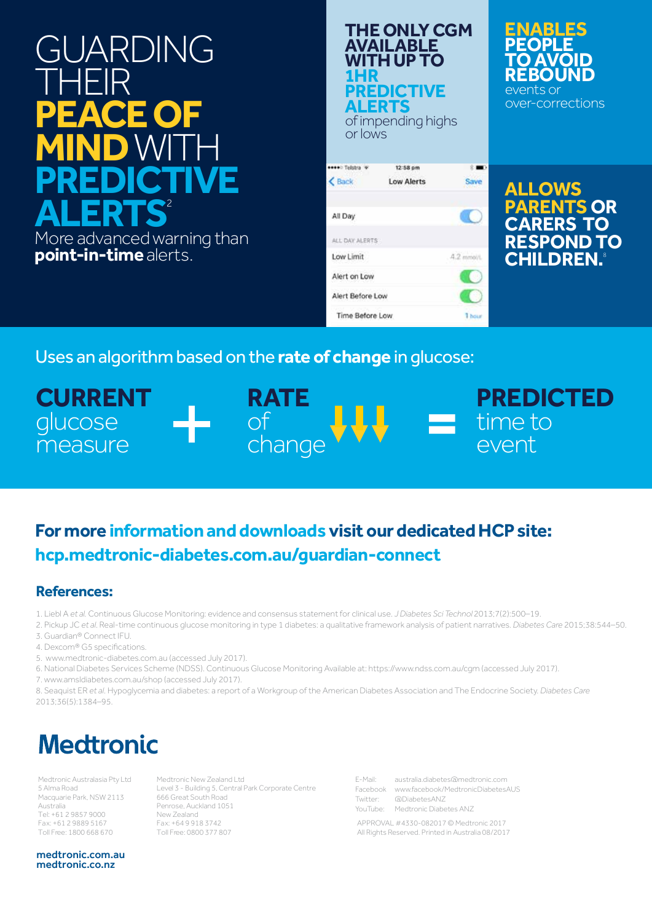# GUARDING THEIR **PEACE OF MIND** WITH **PREDICTIVE ALERTS**[2]

More advanced warning than **point-in-time** alerts.

**THE ONLY CGM AVAILABLE WITH UP TO 1HR PREDICTIVE ALERTS** of impending highs or lows

**ENABLES PEOPLE TO AVOID REBOUND** events or over-corrections

**ALLOWS PARENTS OR CARERS TO RESPOND TO CHILDREN.**[8]

Telstra 12:58 pm
Back Low Alerts Save
All Day
ALL DAY ALERTS
Low Limit 4.2 mmol/L
Alert on Low
Alert Before Low
Time Before Low 1 hour

Uses an algorithm based on the **rate of change** in glucose:

**CURRENT** glucose measure + **RATE** of change = **PREDICTED** time to event

## For more information and downloads visit our dedicated HCP site:

**hcp.medtronic-diabetes.com.au/guardian-connect**

## References:

1. Liebl A *et al.* Continuous Glucose Monitoring: evidence and consensus statement for clinical use. *J Diabetes Sci Technol* 2013;7(2):500–19.
2. Pickup JC *et al.* Real-time continuous glucose monitoring in type 1 diabetes: a qualitative framework analysis of patient narratives. *Diabetes Care* 2015;38:544–50.
3. Guardian® Connect IFU.
4. Dexcom® G5 specifications.
5. www.medtronic-diabetes.com.au (accessed July 2017).
6. National Diabetes Services Scheme (NDSS). Continuous Glucose Monitoring Available at: https://www.ndss.com.au/cgm (accessed July 2017).
7. www.amsldiabetes.com.au/shop (accessed July 2017).
8. Seaquist ER *et al.* Hypoglycemia and diabetes: a report of a Workgroup of the American Diabetes Association and The Endocrine Society. *Diabetes Care* 2013;36(5):1384–95.

**Medtronic**

Medtronic Australasia Pty Ltd
5 Alma Road
Macquarie Park, NSW 2113
Australia
Tel: +61 2 9857 9000
Fax: +61 2 9889 5167
Toll Free: 1800 668 670

Medtronic New Zealand Ltd
Level 3 - Building 5, Central Park Corporate Centre
666 Great South Road
Penrose, Auckland 1051
New Zealand
Fax: +64 9 918 3742
Toll Free: 0800 377 807

E-Mail: australia.diabetes@medtronic.com
Facebook: www.facebook/MedtronicDiabetesAUS
Twitter: @DiabetesANZ
YouTube: Medtronic Diabetes ANZ

APPROVAL #4330-082017 © Medtronic 2017
All Rights Reserved. Printed in Australia 08/2017

**medtronic.com.au**
**medtronic.co.nz**